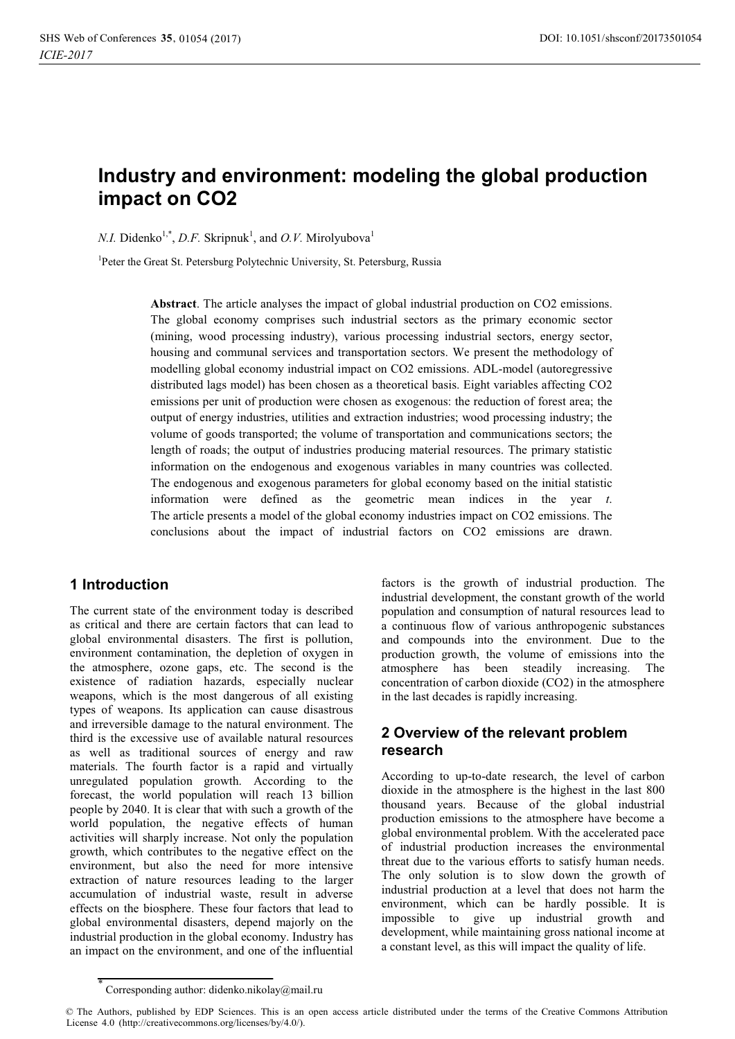# Industry and environment: modeling the global production impact on CO2

*N.I.* Didenko[1,*], *D.F.* Skripnuk[1], and *O.V.* Mirolyubova[1]

[1]Peter the Great St. Petersburg Polytechnic University, St. Petersburg, Russia

**Abstract**. The article analyses the impact of global industrial production on CO2 emissions. The global economy comprises such industrial sectors as the primary economic sector (mining, wood processing industry), various processing industrial sectors, energy sector, housing and communal services and transportation sectors. We present the methodology of modelling global economy industrial impact on CO2 emissions. ADL-model (autoregressive distributed lags model) has been chosen as a theoretical basis. Eight variables affecting CO2 emissions per unit of production were chosen as exogenous: the reduction of forest area; the output of energy industries, utilities and extraction industries; wood processing industry; the volume of goods transported; the volume of transportation and communications sectors; the length of roads; the output of industries producing material resources. The primary statistic information on the endogenous and exogenous variables in many countries was collected. The endogenous and exogenous parameters for global economy based on the initial statistic information were defined as the geometric mean indices in the year *t*. The article presents a model of the global economy industries impact on CO2 emissions. The conclusions about the impact of industrial factors on CO2 emissions are drawn.

## 1 Introduction

The current state of the environment today is described as critical and there are certain factors that can lead to global environmental disasters. The first is pollution, environment contamination, the depletion of oxygen in the atmosphere, ozone gaps, etc. The second is the existence of radiation hazards, especially nuclear weapons, which is the most dangerous of all existing types of weapons. Its application can cause disastrous and irreversible damage to the natural environment. The third is the excessive use of available natural resources as well as traditional sources of energy and raw materials. The fourth factor is a rapid and virtually unregulated population growth. According to the forecast, the world population will reach 13 billion people by 2040. It is clear that with such a growth of the world population, the negative effects of human activities will sharply increase. Not only the population growth, which contributes to the negative effect on the environment, but also the need for more intensive extraction of nature resources leading to the larger accumulation of industrial waste, result in adverse effects on the biosphere. These four factors that lead to global environmental disasters, depend majorly on the industrial production in the global economy. Industry has an impact on the environment, and one of the influential factors is the growth of industrial production. The industrial development, the constant growth of the world population and consumption of natural resources lead to a continuous flow of various anthropogenic substances and compounds into the environment. Due to the production growth, the volume of emissions into the atmosphere has been steadily increasing. The concentration of carbon dioxide (CO2) in the atmosphere in the last decades is rapidly increasing.

## 2 Overview of the relevant problem research

According to up-to-date research, the level of carbon dioxide in the atmosphere is the highest in the last 800 thousand years. Because of the global industrial production emissions to the atmosphere have become a global environmental problem. With the accelerated pace of industrial production increases the environmental threat due to the various efforts to satisfy human needs. The only solution is to slow down the growth of industrial production at a level that does not harm the environment, which can be hardly possible. It is impossible to give up industrial growth and development, while maintaining gross national income at a constant level, as this will impact the quality of life.

[*] Corresponding author: didenko.nikolay@mail.ru

© The Authors, published by EDP Sciences. This is an open access article distributed under the terms of the Creative Commons Attribution License 4.0 (http://creativecommons.org/licenses/by/4.0/).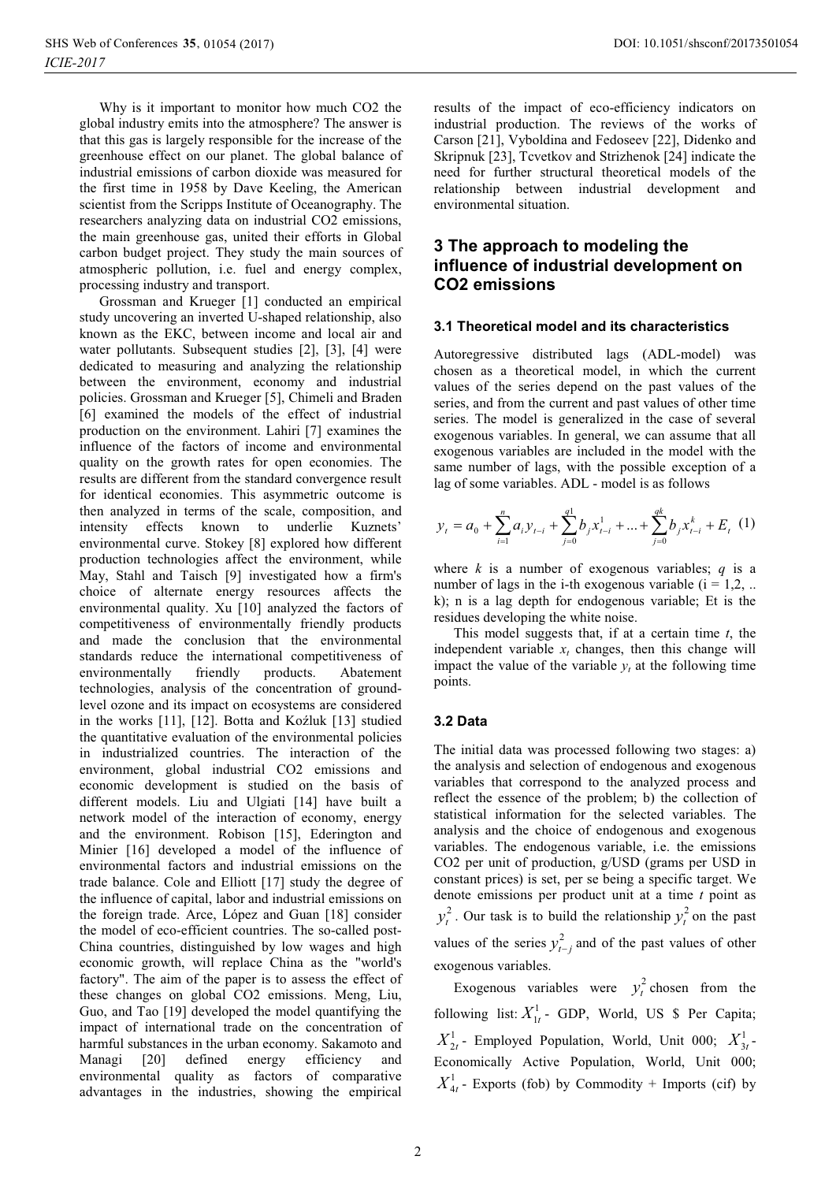Why is it important to monitor how much CO2 the global industry emits into the atmosphere? The answer is that this gas is largely responsible for the increase of the greenhouse effect on our planet. The global balance of industrial emissions of carbon dioxide was measured for the first time in 1958 by Dave Keeling, the American scientist from the Scripps Institute of Oceanography. The researchers analyzing data on industrial CO2 emissions, the main greenhouse gas, united their efforts in Global carbon budget project. They study the main sources of atmospheric pollution, i.e. fuel and energy complex, processing industry and transport.

Grossman and Krueger [1] conducted an empirical study uncovering an inverted U-shaped relationship, also known as the EKC, between income and local air and water pollutants. Subsequent studies [2], [3], [4] were dedicated to measuring and analyzing the relationship between the environment, economy and industrial policies. Grossman and Krueger [5], Chimeli and Braden [6] examined the models of the effect of industrial production on the environment. Lahiri [7] examines the influence of the factors of income and environmental quality on the growth rates for open economies. The results are different from the standard convergence result for identical economies. This asymmetric outcome is then analyzed in terms of the scale, composition, and intensity effects known to underlie Kuznets' environmental curve. Stokey [8] explored how different production technologies affect the environment, while May, Stahl and Taisch [9] investigated how a firm's choice of alternate energy resources affects the environmental quality. Xu [10] analyzed the factors of competitiveness of environmentally friendly products and made the conclusion that the environmental standards reduce the international competitiveness of environmentally friendly products. Abatement technologies, analysis of the concentration of ground-level ozone and its impact on ecosystems are considered in the works [11], [12]. Botta and Koźluk [13] studied the quantitative evaluation of the environmental policies in industrialized countries. The interaction of the environment, global industrial CO2 emissions and economic development is studied on the basis of different models. Liu and Ulgiati [14] have built a network model of the interaction of economy, energy and the environment. Robison [15], Ederington and Minier [16] developed a model of the influence of environmental factors and industrial emissions on the trade balance. Cole and Elliott [17] study the degree of the influence of capital, labor and industrial emissions on the foreign trade. Arce, López and Guan [18] consider the model of eco-efficient countries. The so-called post-China countries, distinguished by low wages and high economic growth, will replace China as the "world's factory". The aim of the paper is to assess the effect of these changes on global CO2 emissions. Meng, Liu, Guo, and Tao [19] developed the model quantifying the impact of international trade on the concentration of harmful substances in the urban economy. Sakamoto and Managi [20] defined energy efficiency and environmental quality as factors of comparative advantages in the industries, showing the empirical results of the impact of eco-efficiency indicators on industrial production. The reviews of the works of Carson [21], Vyboldina and Fedoseev [22], Didenko and Skripnuk [23], Tcvetkov and Strizhenok [24] indicate the need for further structural theoretical models of the relationship between industrial development and environmental situation.

## 3 The approach to modeling the influence of industrial development on CO2 emissions

### 3.1 Theoretical model and its characteristics

Autoregressive distributed lags (ADL-model) was chosen as a theoretical model, in which the current values of the series depend on the past values of the series, and from the current and past values of other time series. The model is generalized in the case of several exogenous variables. In general, we can assume that all exogenous variables are included in the model with the same number of lags, with the possible exception of a lag of some variables. ADL - model is as follows

$$y_t = a_0 + \sum_{i=1}^{n} a_i y_{t-i} + \sum_{j=0}^{q1} b_j x_{t-i}^1 + \ldots + \sum_{j=0}^{qk} b_j x_{t-i}^k + E_t \quad (1)$$

where $k$ is a number of exogenous variables; $q$ is a number of lags in the i-th exogenous variable ($i = 1,2, .. k$); n is a lag depth for endogenous variable; Et is the residues developing the white noise.

This model suggests that, if at a certain time $t$, the independent variable $x_t$ changes, then this change will impact the value of the variable $y_t$ at the following time points.

### 3.2 Data

The initial data was processed following two stages: a) the analysis and selection of endogenous and exogenous variables that correspond to the analyzed process and reflect the essence of the problem; b) the collection of statistical information for the selected variables. The analysis and the choice of endogenous and exogenous variables. The endogenous variable, i.e. the emissions CO2 per unit of production, g/USD (grams per USD in constant prices) is set, per se being a specific target. We denote emissions per product unit at a time $t$ point as $y_t^2$. Our task is to build the relationship $y_t^2$ on the past values of the series $y_{t-j}^2$ and of the past values of other exogenous variables.

Exogenous variables were $y_t^2$ chosen from the following list: $X_{1t}^1$ - GDP, World, US \$ Per Capita; $X_{2t}^1$ - Employed Population, World, Unit 000; $X_{3t}^1$ - Economically Active Population, World, Unit 000; $X_{4t}^1$ - Exports (fob) by Commodity + Imports (cif) by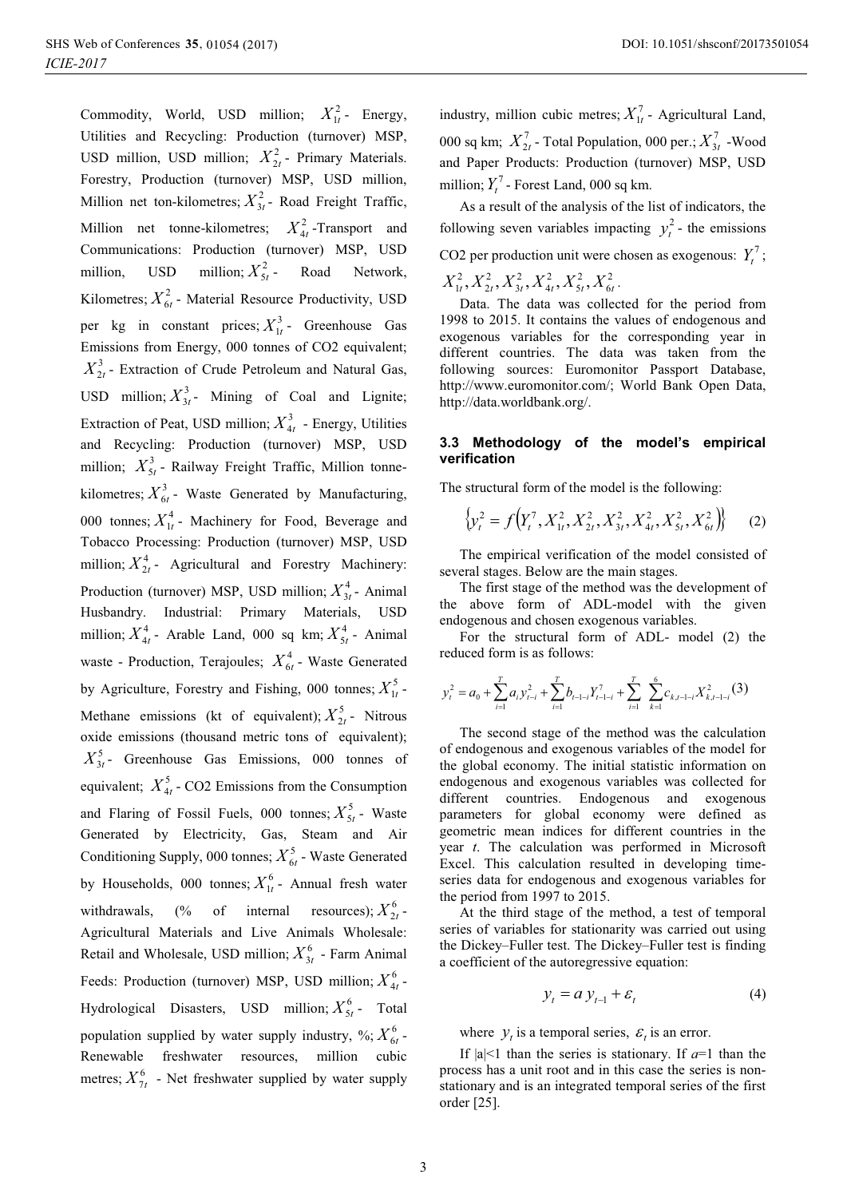Commodity, World, USD million; $X_{1t}^2$ - Energy, Utilities and Recycling: Production (turnover) MSP, USD million, USD million; $X_{2t}^2$ - Primary Materials. Forestry, Production (turnover) MSP, USD million, Million net ton-kilometres; $X_{3t}^2$ - Road Freight Traffic, Million net tonne-kilometres; $X_{4t}^2$ -Transport and Communications: Production (turnover) MSP, USD million, USD million; $X_{5t}^2$ - Road Network, Kilometres; $X_{6t}^2$ - Material Resource Productivity, USD per kg in constant prices; $X_{1t}^3$ - Greenhouse Gas Emissions from Energy, 000 tonnes of CO2 equivalent; $X_{2t}^3$ - Extraction of Crude Petroleum and Natural Gas, USD million; $X_{3t}^3$ - Mining of Coal and Lignite; Extraction of Peat, USD million; $X_{4t}^3$ - Energy, Utilities and Recycling: Production (turnover) MSP, USD million; $X_{5t}^3$ - Railway Freight Traffic, Million tonne-kilometres; $X_{6t}^3$ - Waste Generated by Manufacturing, 000 tonnes; $X_{1t}^4$ - Machinery for Food, Beverage and Tobacco Processing: Production (turnover) MSP, USD million; $X_{2t}^4$ - Agricultural and Forestry Machinery: Production (turnover) MSP, USD million; $X_{3t}^4$ - Animal Husbandry. Industrial: Primary Materials, USD million; $X_{4t}^4$ - Arable Land, 000 sq km; $X_{5t}^4$ - Animal waste - Production, Terajoules; $X_{6t}^4$ - Waste Generated by Agriculture, Forestry and Fishing, 000 tonnes; $X_{1t}^5$ - Methane emissions (kt of equivalent); $X_{2t}^5$ - Nitrous oxide emissions (thousand metric tons of equivalent); $X_{3t}^5$ - Greenhouse Gas Emissions, 000 tonnes of equivalent; $X_{4t}^5$ - CO2 Emissions from the Consumption and Flaring of Fossil Fuels, 000 tonnes; $X_{5t}^5$ - Waste Generated by Electricity, Gas, Steam and Air Conditioning Supply, 000 tonnes; $X_{6t}^5$ - Waste Generated by Households, 000 tonnes; $X_{1t}^6$ - Annual fresh water withdrawals, (% of internal resources); $X_{2t}^6$ - Agricultural Materials and Live Animals Wholesale: Retail and Wholesale, USD million; $X_{3t}^6$ - Farm Animal Feeds: Production (turnover) MSP, USD million; $X_{4t}^6$ - Hydrological Disasters, USD million; $X_{5t}^6$ - Total population supplied by water supply industry, %; $X_{6t}^6$ - Renewable freshwater resources, million cubic metres; $X_{7t}^6$ - Net freshwater supplied by water supply industry, million cubic metres; $X_{1t}^7$ - Agricultural Land, 000 sq km; $X_{2t}^7$ - Total Population, 000 per.; $X_{3t}^7$ -Wood and Paper Products: Production (turnover) MSP, USD million; $Y_t^7$ - Forest Land, 000 sq km.

As a result of the analysis of the list of indicators, the following seven variables impacting $y_t^2$ - the emissions CO2 per production unit were chosen as exogenous: $Y_t^7$; $X_{1t}^2, X_{2t}^2, X_{3t}^2, X_{4t}^2, X_{5t}^2, X_{6t}^2$.

Data. The data was collected for the period from 1998 to 2015. It contains the values of endogenous and exogenous variables for the corresponding year in different countries. The data was taken from the following sources: Euromonitor Passport Database, http://www.euromonitor.com/; World Bank Open Data, http://data.worldbank.org/.

### 3.3 Methodology of the model's empirical verification

The structural form of the model is the following:

$$\left\{ y_t^2 = f\left(Y_t^7, X_{1t}^2, X_{2t}^2, X_{3t}^2, X_{4t}^2, X_{5t}^2, X_{6t}^2\right) \right\} \quad (2)$$

The empirical verification of the model consisted of several stages. Below are the main stages.

The first stage of the method was the development of the above form of ADL-model with the given endogenous and chosen exogenous variables.

For the structural form of ADL- model (2) the reduced form is as follows:

$$y_t^2 = a_0 + \sum_{i=1}^{T} a_i y_{t-i}^2 + \sum_{i=1}^{T} b_{t-1-i} Y_{t-1-i}^7 + \sum_{i=1}^{T} \sum_{k=1}^{6} c_{k,t-1-i} X_{k,t-1-i}^2 \quad (3)$$

The second stage of the method was the calculation of endogenous and exogenous variables of the model for the global economy. The initial statistic information on endogenous and exogenous variables was collected for different countries. Endogenous and exogenous parameters for global economy were defined as geometric mean indices for different countries in the year *t*. The calculation was performed in Microsoft Excel. This calculation resulted in developing time-series data for endogenous and exogenous variables for the period from 1997 to 2015.

At the third stage of the method, a test of temporal series of variables for stationarity was carried out using the Dickey–Fuller test. The Dickey–Fuller test is finding a coefficient of the autoregressive equation:

$$y_t = a\, y_{t-1} + \varepsilon_t \quad (4)$$

where $y_t$ is a temporal series, $\varepsilon_t$ is an error.

If $|a|<1$ than the series is stationary. If $a$=1 than the process has a unit root and in this case the series is non-stationary and is an integrated temporal series of the first order [25].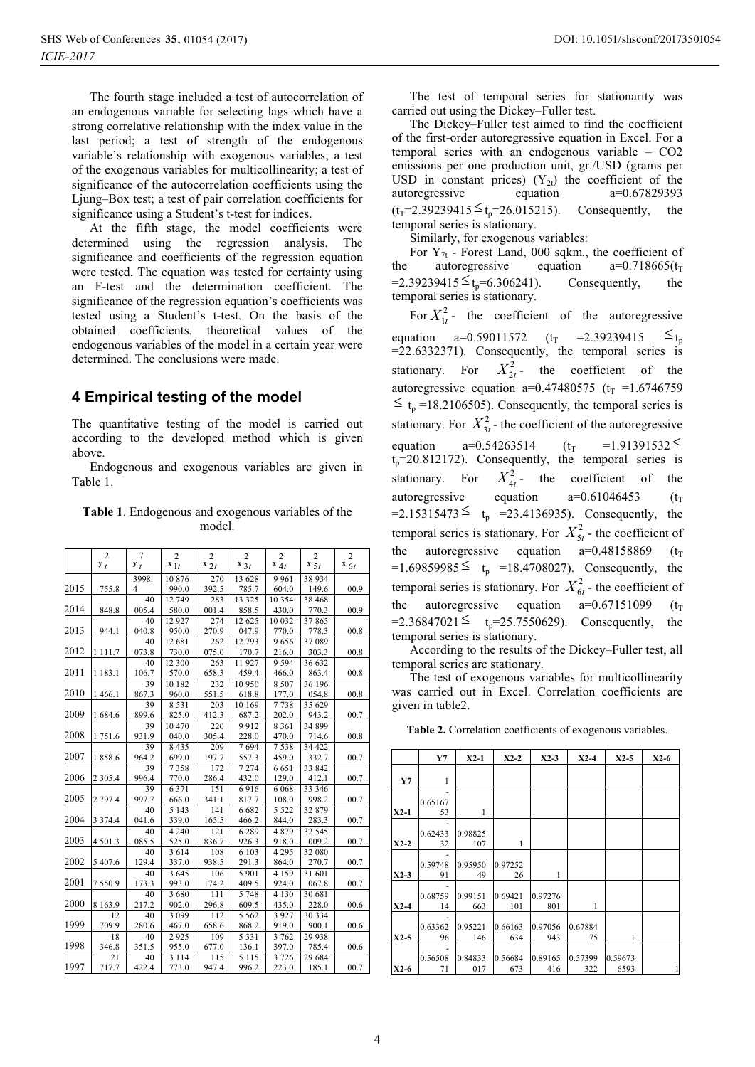The fourth stage included a test of autocorrelation of an endogenous variable for selecting lags which have a strong correlative relationship with the index value in the last period; a test of strength of the endogenous variable's relationship with exogenous variables; a test of the exogenous variables for multicollinearity; a test of significance of the autocorrelation coefficients using the Ljung–Box test; a test of pair correlation coefficients for significance using a Student's t-test for indices.

At the fifth stage, the model coefficients were determined using the regression analysis. The significance and coefficients of the regression equation were tested. The equation was tested for certainty using an F-test and the determination coefficient. The significance of the regression equation's coefficients was tested using a Student's t-test. On the basis of the obtained coefficients, theoretical values of the endogenous variables of the model in a certain year were determined. The conclusions were made.

## 4 Empirical testing of the model

The quantitative testing of the model is carried out according to the developed method which is given above.

Endogenous and exogenous variables are given in Table 1.

**Table 1**. Endogenous and exogenous variables of the model.

| | $y^2_t$ | $y^7_t$ | $x^2_{1t}$ | $x^2_{2t}$ | $x^2_{3t}$ | $x^2_{4t}$ | $x^2_{5t}$ | $x^2_{6t}$ |
|---|---|---|---|---|---|---|---|---|
| 2015 | 755.8 | 3998.4 | 10 876 990.0 | 270 392.5 | 13 628 785.7 | 9 961 604.0 | 38 934 149.6 | 00.9 |
| 2014 | 848.8 | 40 005.4 | 12 749 580.0 | 283 001.4 | 13 325 858.5 | 10 354 430.0 | 38 468 770.3 | 00.9 |
| 2013 | 944.1 | 40 040.8 | 12 927 950.0 | 274 270.9 | 12 625 047.9 | 10 032 770.0 | 37 865 778.3 | 00.8 |
| 2012 | 1 111.7 | 40 073.8 | 12 681 730.0 | 262 075.0 | 12 793 170.7 | 9 656 216.0 | 37 089 303.3 | 00.8 |
| 2011 | 1 183.1 | 40 106.7 | 12 300 570.0 | 263 658.3 | 11 927 459.4 | 9 594 466.0 | 36 632 863.4 | 00.8 |
| 2010 | 1 466.1 | 39 867.3 | 10 182 960.0 | 232 551.5 | 10 950 618.8 | 8 507 177.0 | 36 196 054.8 | 00.8 |
| 2009 | 1 684.6 | 39 899.6 | 8 531 825.0 | 203 412.3 | 10 169 687.2 | 7 738 202.0 | 35 629 943.2 | 00.7 |
| 2008 | 1 751.6 | 39 931.9 | 10 470 040.0 | 220 305.4 | 9 912 228.0 | 8 361 470.0 | 34 899 714.6 | 00.8 |
| 2007 | 1 858.6 | 39 964.2 | 8 435 699.0 | 209 197.7 | 7 694 557.3 | 7 538 459.0 | 34 422 332.7 | 00.7 |
| 2006 | 2 305.4 | 39 996.4 | 7 358 770.0 | 172 286.4 | 7 274 432.0 | 6 651 129.0 | 33 842 412.1 | 00.7 |
| 2005 | 2 797.4 | 39 997.7 | 6 371 666.0 | 151 341.1 | 6 916 817.7 | 6 068 108.0 | 33 346 998.2 | 00.7 |
| 2004 | 3 374.4 | 40 041.6 | 5 143 339.0 | 141 165.5 | 6 682 466.2 | 5 522 844.0 | 32 879 283.3 | 00.7 |
| 2003 | 4 501.3 | 40 085.5 | 4 240 525.0 | 121 836.7 | 6 289 926.3 | 4 879 918.0 | 32 545 009.2 | 00.7 |
| 2002 | 5 407.6 | 40 129.4 | 3 614 337.0 | 108 938.5 | 6 103 291.3 | 4 295 864.0 | 32 080 270.7 | 00.7 |
| 2001 | 7 550.9 | 40 173.3 | 3 645 993.0 | 106 174.2 | 5 901 409.5 | 4 159 924.0 | 31 601 067.8 | 00.7 |
| 2000 | 8 163.9 | 40 217.2 | 3 680 902.0 | 111 296.8 | 5 748 609.5 | 4 130 435.0 | 30 681 228.0 | 00.6 |
| 1999 | 12 709.9 | 40 280.6 | 3 099 467.0 | 112 658.6 | 5 562 868.2 | 3 927 919.0 | 30 334 900.1 | 00.6 |
| 1998 | 18 346.8 | 40 351.5 | 2 925 955.0 | 109 677.0 | 5 331 136.1 | 3 762 397.0 | 29 938 785.4 | 00.6 |
| 1997 | 21 717.7 | 40 422.4 | 3 114 773.0 | 115 947.4 | 5 115 996.2 | 3 726 223.0 | 29 684 185.1 | 00.7 |

The test of temporal series for stationarity was carried out using the Dickey–Fuller test.

The Dickey–Fuller test aimed to find the coefficient of the first-order autoregressive equation in Excel. For a temporal series with an endogenous variable – $CO_2$ emissions per one production unit, gr./USD (grams per USD in constant prices) ($Y_{2t}$) the coefficient of the autoregressive equation a=0.67829393 ($t_T$=2.39239415 ≤ $t_p$=26.015215). Consequently, the temporal series is stationary.

Similarly, for exogenous variables:

For $Y_{7t}$ - Forest Land, 000 sqkm., the coefficient of the autoregressive equation a=0.718665($t_T$ =2.39239415 ≤ $t_p$=6.306241). Consequently, the temporal series is stationary.

For $X^2_{1t}$ - the coefficient of the autoregressive equation a=0.59011572 ($t_T$ =2.39239415 ≤ $t_p$ =22.6332371). Consequently, the temporal series is stationary. For $X^2_{2t}$ - the coefficient of the autoregressive equation a=0.47480575 ($t_T$ =1.6746759 ≤ $t_p$ =18.2106505). Consequently, the temporal series is stationary. For $X^2_{3t}$ - the coefficient of the autoregressive equation a=0.54263514 ($t_T$ =1.91391532 ≤ $t_p$=20.812172). Consequently, the temporal series is stationary. For $X^2_{4t}$ - the coefficient of the autoregressive equation a=0.61046453 ($t_T$ =2.15315473 ≤ $t_p$ =23.4136935). Consequently, the temporal series is stationary. For $X^2_{5t}$ - the coefficient of the autoregressive equation a=0.48158869 ($t_T$ =1.69859985 ≤ $t_p$ =18.4708027). Consequently, the temporal series is stationary. For $X^2_{6t}$ - the coefficient of the autoregressive equation a=0.67151099 ($t_T$ =2.36847021 ≤ $t_p$=25.7550629). Consequently, the temporal series is stationary.

According to the results of the Dickey–Fuller test, all temporal series are stationary.

The test of exogenous variables for multicollinearity was carried out in Excel. Correlation coefficients are given in table2.

**Table 2.** Correlation coefficients of exogenous variables.

| | Y7 | X2-1 | X2-2 | X2-3 | X2-4 | X2-5 | X2-6 |
|---|---|---|---|---|---|---|---|
| Y7 | 1 | | | | | | |
| X2-1 | -0.6516753 | 1 | | | | | |
| X2-2 | -0.6243332 | 0.98825107 | 1 | | | | |
| X2-3 | -0.5974891 | 0.9595049 | 0.9725226 | 1 | | | |
| X2-4 | -0.6875914 | 0.99151663 | 0.69421101 | 0.97276801 | 1 | | |
| X2-5 | -0.6336296 | 0.95221146 | 0.66163634 | 0.97056943 | 0.6788475 | 1 | |
| X2-6 | -0.5650871 | 0.84833017 | 0.56684673 | 0.89165416 | 0.57399322 | 0.596736593 | 1 |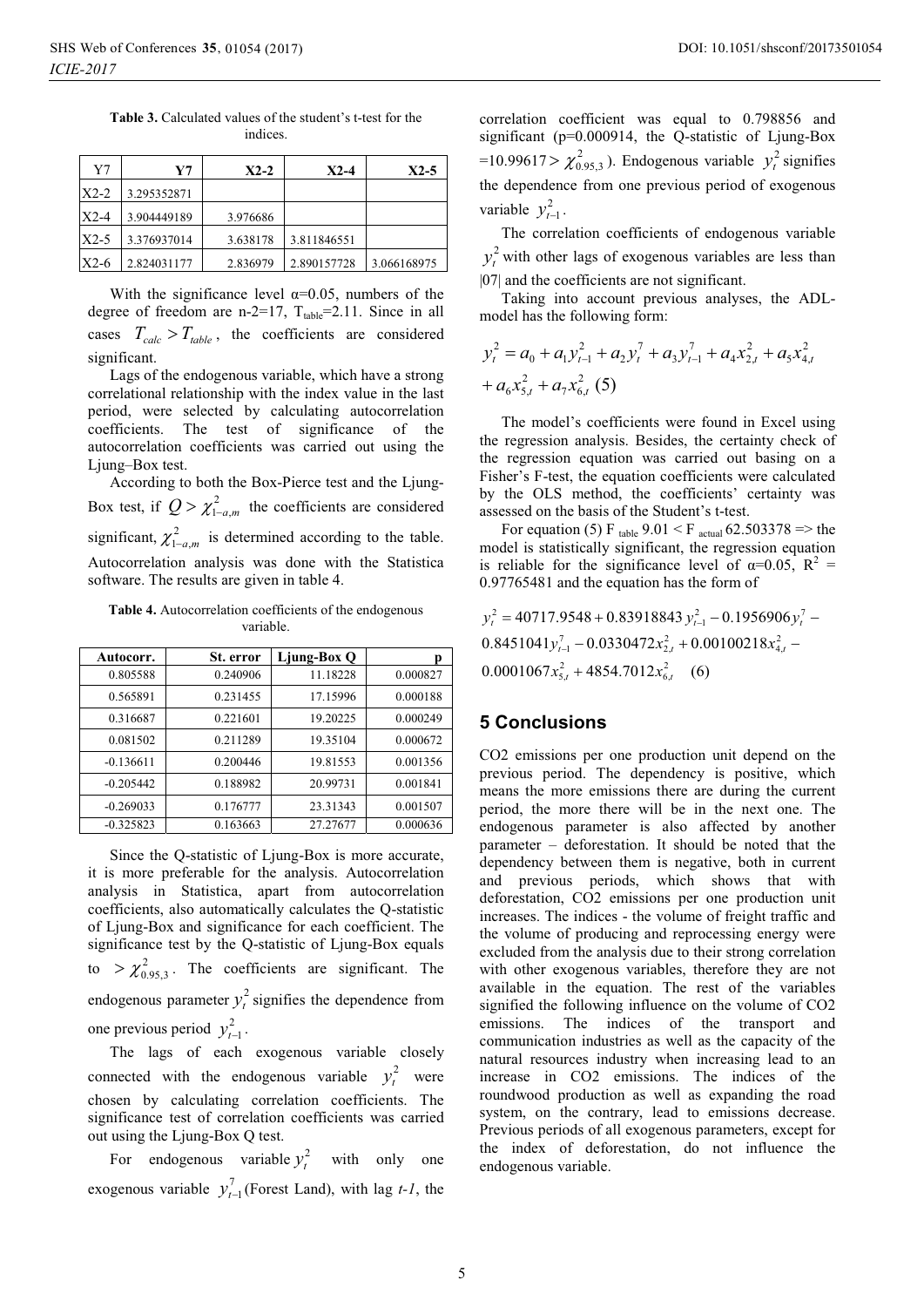**Table 3.** Calculated values of the student's t-test for the indices.

| Y7 | Y7 | X2-2 | X2-4 | X2-5 |
|---|---|---|---|---|
| X2-2 | 3.295352871 | | | |
| X2-4 | 3.904449189 | 3.976686 | | |
| X2-5 | 3.376937014 | 3.638178 | 3.811846551 | |
| X2-6 | 2.824031177 | 2.836979 | 2.890157728 | 3.066168975 |

With the significance level α=0.05, numbers of the degree of freedom are n-2=17, $T_{table}$=2.11. Since in all cases $T_{calc} > T_{table}$, the coefficients are considered significant.

Lags of the endogenous variable, which have a strong correlational relationship with the index value in the last period, were selected by calculating autocorrelation coefficients. The test of significance of the autocorrelation coefficients was carried out using the Ljung–Box test.

According to both the Box-Pierce test and the Ljung-Box test, if $Q > \chi^2_{1-a,m}$ the coefficients are considered significant, $\chi^2_{1-a,m}$ is determined according to the table. Autocorrelation analysis was done with the Statistica software. The results are given in table 4.

**Table 4.** Autocorrelation coefficients of the endogenous variable.

| Autocorr. | St. error | Ljung-Box Q | p |
|---|---|---|---|
| 0.805588 | 0.240906 | 11.18228 | 0.000827 |
| 0.565891 | 0.231455 | 17.15996 | 0.000188 |
| 0.316687 | 0.221601 | 19.20225 | 0.000249 |
| 0.081502 | 0.211289 | 19.35104 | 0.000672 |
| -0.136611 | 0.200446 | 19.81553 | 0.001356 |
| -0.205442 | 0.188982 | 20.99731 | 0.001841 |
| -0.269033 | 0.176777 | 23.31343 | 0.001507 |
| -0.325823 | 0.163663 | 27.27677 | 0.000636 |

Since the Q-statistic of Ljung-Box is more accurate, it is more preferable for the analysis. Autocorrelation analysis in Statistica, apart from autocorrelation coefficients, also automatically calculates the Q-statistic of Ljung-Box and significance for each coefficient. The significance test by the Q-statistic of Ljung-Box equals to $> \chi^2_{0.95,3}$. The coefficients are significant. The endogenous parameter $y_t^2$ signifies the dependence from one previous period $y_{t-1}^2$.

The lags of each exogenous variable closely connected with the endogenous variable $y_t^2$ were chosen by calculating correlation coefficients. The significance test of correlation coefficients was carried out using the Ljung-Box Q test.

For endogenous variable $y_t^2$ with only one exogenous variable $y_{t-1}^7$ (Forest Land), with lag *t-1*, the correlation coefficient was equal to 0.798856 and significant (p=0.000914, the Q-statistic of Ljung-Box =10.99617 > $\chi^2_{0.95,3}$). Endogenous variable $y_t^2$ signifies the dependence from one previous period of exogenous variable $y_{t-1}^2$.

The correlation coefficients of endogenous variable $y_t^2$ with other lags of exogenous variables are less than |07| and the coefficients are not significant.

Taking into account previous analyses, the ADL-model has the following form:

$$y_t^2 = a_0 + a_1 y_{t-1}^2 + a_2 y_t^7 + a_3 y_{t-1}^7 + a_4 x_{2,t}^2 + a_5 x_{4,t}^2 + a_6 x_{5,t}^2 + a_7 x_{6,t}^2 \quad (5)$$

The model's coefficients were found in Excel using the regression analysis. Besides, the certainty check of the regression equation was carried out basing on a Fisher's F-test, the equation coefficients were calculated by the OLS method, the coefficients' certainty was assessed on the basis of the Student's t-test.

For equation (5) F $_{table}$ 9.01 < F $_{actual}$ 62.503378 => the model is statistically significant, the regression equation is reliable for the significance level of α=0.05, $R^2$ = 0.97765481 and the equation has the form of

$$y_t^2 = 40717.9548 + 0.83918843\, y_{t-1}^2 - 0.1956906 y_t^7 - 0.8451041 y_{t-1}^7 - 0.0330472 x_{2,t}^2 + 0.00100218 x_{4,t}^2 - 0.0001067 x_{5,t}^2 + 4854.7012 x_{6,t}^2 \quad (6)$$

## 5 Conclusions

$CO_2$ emissions per one production unit depend on the previous period. The dependency is positive, which means the more emissions there are during the current period, the more there will be in the next one. The endogenous parameter is also affected by another parameter – deforestation. It should be noted that the dependency between them is negative, both in current and previous periods, which shows that with deforestation, $CO_2$ emissions per one production unit increases. The indices - the volume of freight traffic and the volume of producing and reprocessing energy were excluded from the analysis due to their strong correlation with other exogenous variables, therefore they are not available in the equation. The rest of the variables signified the following influence on the volume of $CO_2$ emissions. The indices of the transport and communication industries as well as the capacity of the natural resources industry when increasing lead to an increase in $CO_2$ emissions. The indices of the roundwood production as well as expanding the road system, on the contrary, lead to emissions decrease. Previous periods of all exogenous parameters, except for the index of deforestation, do not influence the endogenous variable.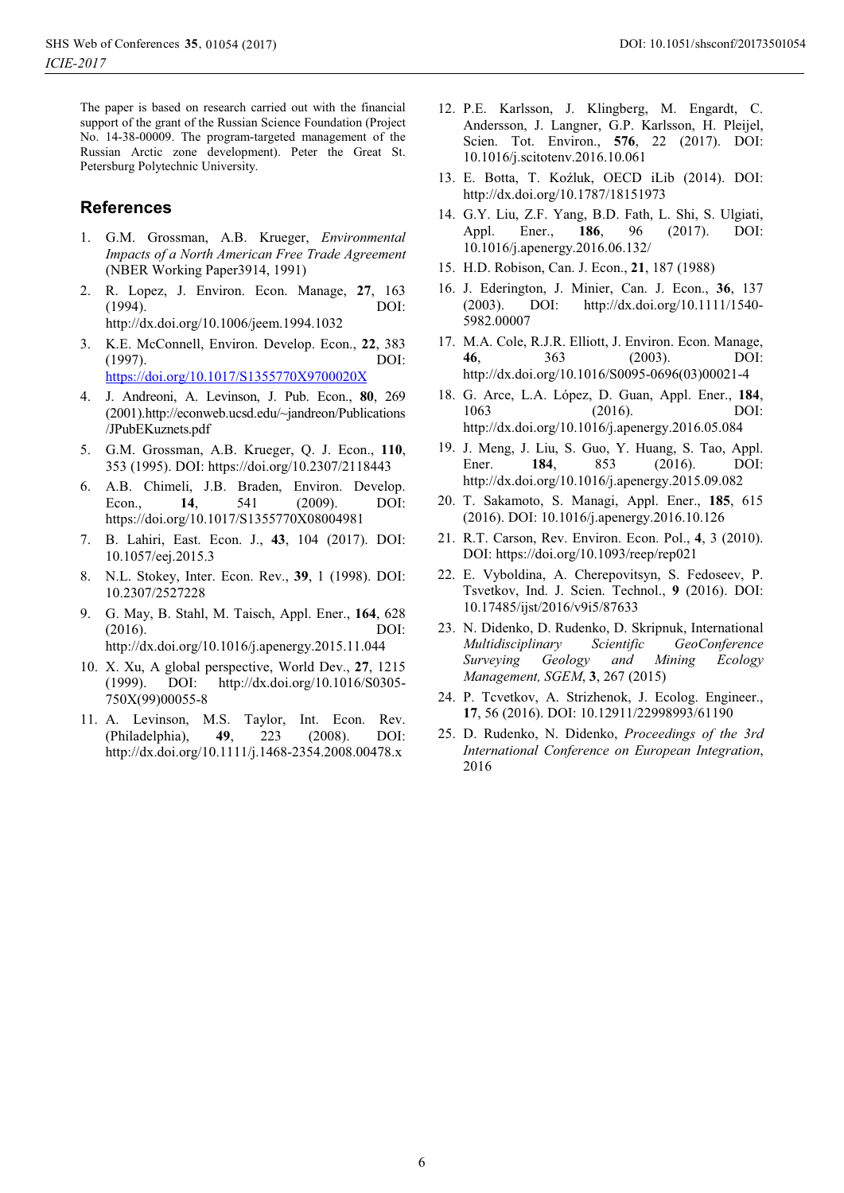The paper is based on research carried out with the financial support of the grant of the Russian Science Foundation (Project No. 14-38-00009. The program-targeted management of the Russian Arctic zone development). Peter the Great St. Petersburg Polytechnic University.

## References

1. G.M. Grossman, A.B. Krueger, *Environmental Impacts of a North American Free Trade Agreement* (NBER Working Paper3914, 1991)
2. R. Lopez, J. Environ. Econ. Manage, **27**, 163 (1994). DOI: http://dx.doi.org/10.1006/jeem.1994.1032
3. K.E. McConnell, Environ. Develop. Econ., **22**, 383 (1997). DOI: https://doi.org/10.1017/S1355770X9700020X
4. J. Andreoni, A. Levinson, J. Pub. Econ., **80**, 269 (2001).http://econweb.ucsd.edu/~jandreon/Publications/JPubEKuznets.pdf
5. G.M. Grossman, A.B. Krueger, Q. J. Econ., **110**, 353 (1995). DOI: https://doi.org/10.2307/2118443
6. A.B. Chimeli, J.B. Braden, Environ. Develop. Econ., **14**, 541 (2009). DOI: https://doi.org/10.1017/S1355770X08004981
7. B. Lahiri, East. Econ. J., **43**, 104 (2017). DOI: 10.1057/eej.2015.3
8. N.L. Stokey, Inter. Econ. Rev., **39**, 1 (1998). DOI: 10.2307/2527228
9. G. May, B. Stahl, M. Taisch, Appl. Ener., **164**, 628 (2016). DOI: http://dx.doi.org/10.1016/j.apenergy.2015.11.044
10. X. Xu, A global perspective, World Dev., **27**, 1215 (1999). DOI: http://dx.doi.org/10.1016/S0305-750X(99)00055-8
11. A. Levinson, M.S. Taylor, Int. Econ. Rev. (Philadelphia), **49**, 223 (2008). DOI: http://dx.doi.org/10.1111/j.1468-2354.2008.00478.x
12. P.E. Karlsson, J. Klingberg, M. Engardt, C. Andersson, J. Langner, G.P. Karlsson, H. Pleijel, Scien. Tot. Environ., **576**, 22 (2017). DOI: 10.1016/j.scitotenv.2016.10.061
13. E. Botta, T. Koźluk, OECD iLib (2014). DOI: http://dx.doi.org/10.1787/18151973
14. G.Y. Liu, Z.F. Yang, B.D. Fath, L. Shi, S. Ulgiati, Appl. Ener., **186**, 96 (2017). DOI: 10.1016/j.apenergy.2016.06.132/
15. H.D. Robison, Can. J. Econ., **21**, 187 (1988)
16. J. Ederington, J. Minier, Can. J. Econ., **36**, 137 (2003). DOI: http://dx.doi.org/10.1111/1540-5982.00007
17. M.A. Cole, R.J.R. Elliott, J. Environ. Econ. Manage, **46**, 363 (2003). DOI: http://dx.doi.org/10.1016/S0095-0696(03)00021-4
18. G. Arce, L.A. López, D. Guan, Appl. Ener., **184**, 1063 (2016). DOI: http://dx.doi.org/10.1016/j.apenergy.2016.05.084
19. J. Meng, J. Liu, S. Guo, Y. Huang, S. Tao, Appl. Ener. **184**, 853 (2016). DOI: http://dx.doi.org/10.1016/j.apenergy.2015.09.082
20. T. Sakamoto, S. Managi, Appl. Ener., **185**, 615 (2016). DOI: 10.1016/j.apenergy.2016.10.126
21. R.T. Carson, Rev. Environ. Econ. Pol., **4**, 3 (2010). DOI: https://doi.org/10.1093/reep/rep021
22. E. Vyboldina, A. Cherepovitsyn, S. Fedoseev, P. Tsvetkov, Ind. J. Scien. Technol., **9** (2016). DOI: 10.17485/ijst/2016/v9i5/87633
23. N. Didenko, D. Rudenko, D. Skripnuk, International *Multidisciplinary Scientific GeoConference Surveying Geology and Mining Ecology Management, SGEM*, **3**, 267 (2015)
24. P. Tcvetkov, A. Strizhenok, J. Ecolog. Engineer., **17**, 56 (2016). DOI: 10.12911/22998993/61190
25. D. Rudenko, N. Didenko, *Proceedings of the 3rd International Conference on European Integration*, 2016